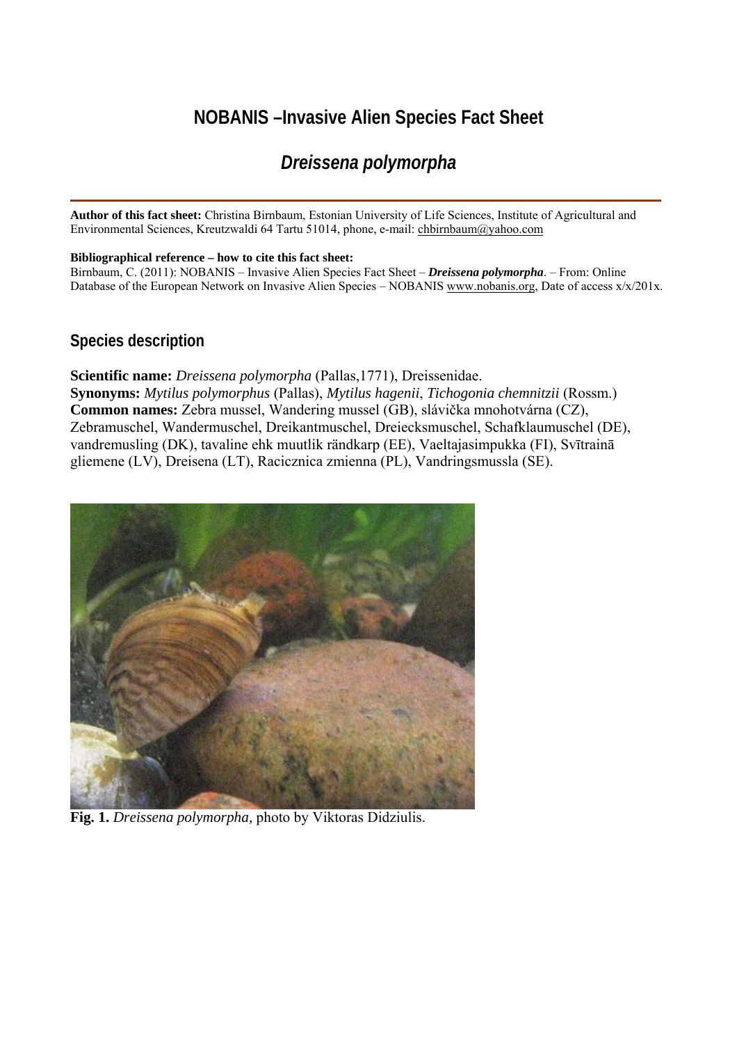# NOBANIS –Invasive Alien Species Fact Sheet

## *Dreissena polymorpha*

**Author of this fact sheet:** Christina Birnbaum, Estonian University of Life Sciences, Institute of Agricultural and Environmental Sciences, Kreutzwaldi 64 Tartu 51014, phone, e-mail: chbirnbaum@yahoo.com

**Bibliographical reference – how to cite this fact sheet:**
Birnbaum, C. (2011): NOBANIS – Invasive Alien Species Fact Sheet – ***Dreissena polymorpha***. – From: Online Database of the European Network on Invasive Alien Species – NOBANIS www.nobanis.org, Date of access x/x/201x.

## Species description

**Scientific name:** *Dreissena polymorpha* (Pallas,1771), Dreissenidae.
**Synonyms:** *Mytilus polymorphus* (Pallas), *Mytilus hagenii*, *Tichogonia chemnitzii* (Rossm.)
**Common names:** Zebra mussel, Wandering mussel (GB), slávička mnohotvárna (CZ), Zebramuschel, Wandermuschel, Dreikantmuschel, Dreiecksmuschel, Schafklaumuschel (DE), vandremusling (DK), tavaline ehk muutlik rändkarp (EE), Vaeltajasimpukka (FI), Svītrainā gliemene (LV), Dreisena (LT), Racicznica zmienna (PL), Vandringsmussla (SE).

**Fig. 1.** *Dreissena polymorpha,* photo by Viktoras Didziulis.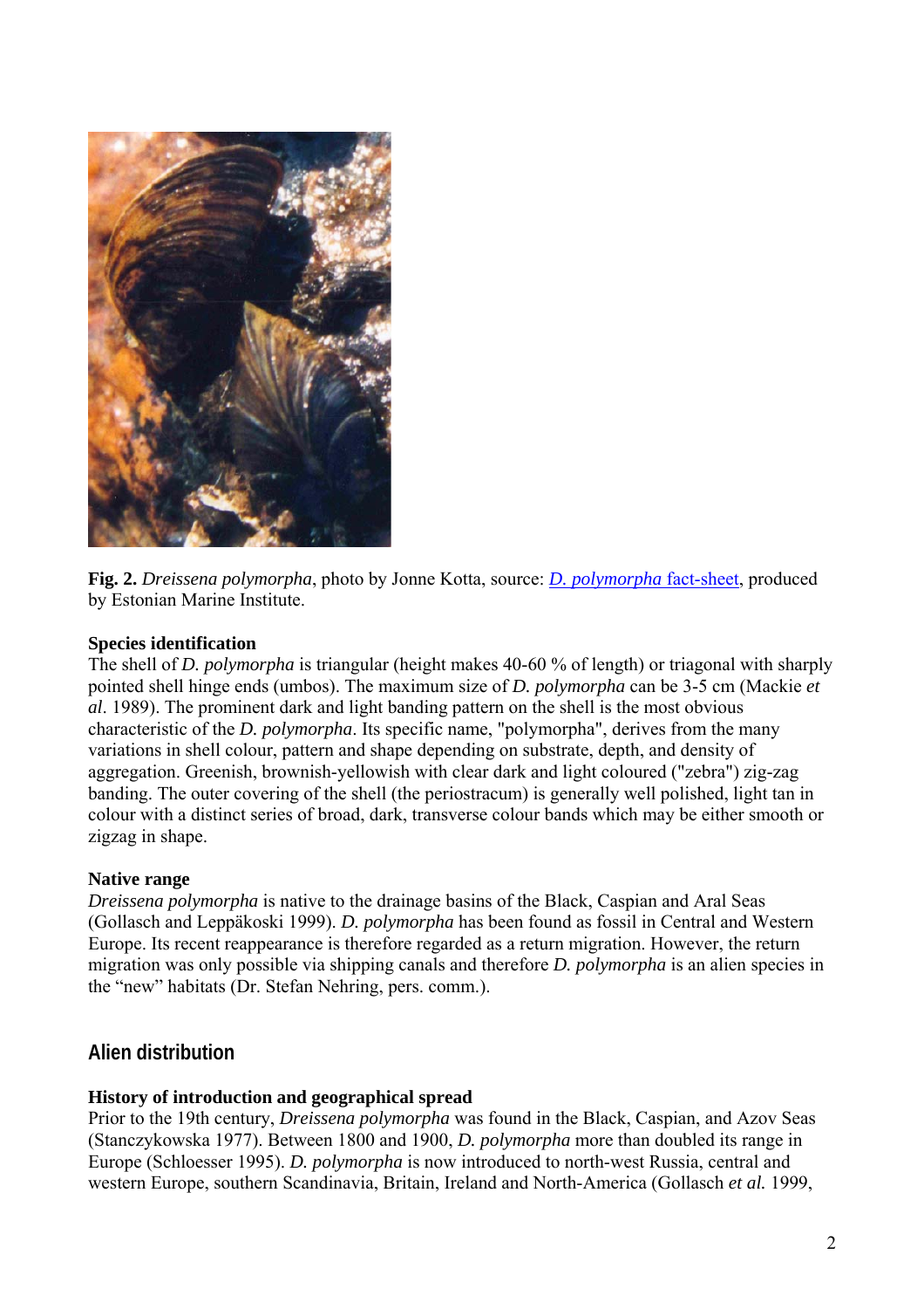**Fig. 2.** *Dreissena polymorpha*, photo by Jonne Kotta, source: [*D. polymorpha* fact-sheet](), produced by Estonian Marine Institute.

**Species identification**

The shell of *D. polymorpha* is triangular (height makes 40-60 % of length) or triagonal with sharply pointed shell hinge ends (umbos). The maximum size of *D. polymorpha* can be 3-5 cm (Mackie *et al*. 1989). The prominent dark and light banding pattern on the shell is the most obvious characteristic of the *D. polymorpha*. Its specific name, "polymorpha", derives from the many variations in shell colour, pattern and shape depending on substrate, depth, and density of aggregation. Greenish, brownish-yellowish with clear dark and light coloured ("zebra") zig-zag banding. The outer covering of the shell (the periostracum) is generally well polished, light tan in colour with a distinct series of broad, dark, transverse colour bands which may be either smooth or zigzag in shape.

**Native range**

*Dreissena polymorpha* is native to the drainage basins of the Black, Caspian and Aral Seas (Gollasch and Leppäkoski 1999). *D. polymorpha* has been found as fossil in Central and Western Europe. Its recent reappearance is therefore regarded as a return migration. However, the return migration was only possible via shipping canals and therefore *D. polymorpha* is an alien species in the "new" habitats (Dr. Stefan Nehring, pers. comm.).

## Alien distribution

**History of introduction and geographical spread**

Prior to the 19th century, *Dreissena polymorpha* was found in the Black, Caspian, and Azov Seas (Stanczykowska 1977). Between 1800 and 1900, *D. polymorpha* more than doubled its range in Europe (Schloesser 1995). *D. polymorpha* is now introduced to north-west Russia, central and western Europe, southern Scandinavia, Britain, Ireland and North-America (Gollasch *et al.* 1999,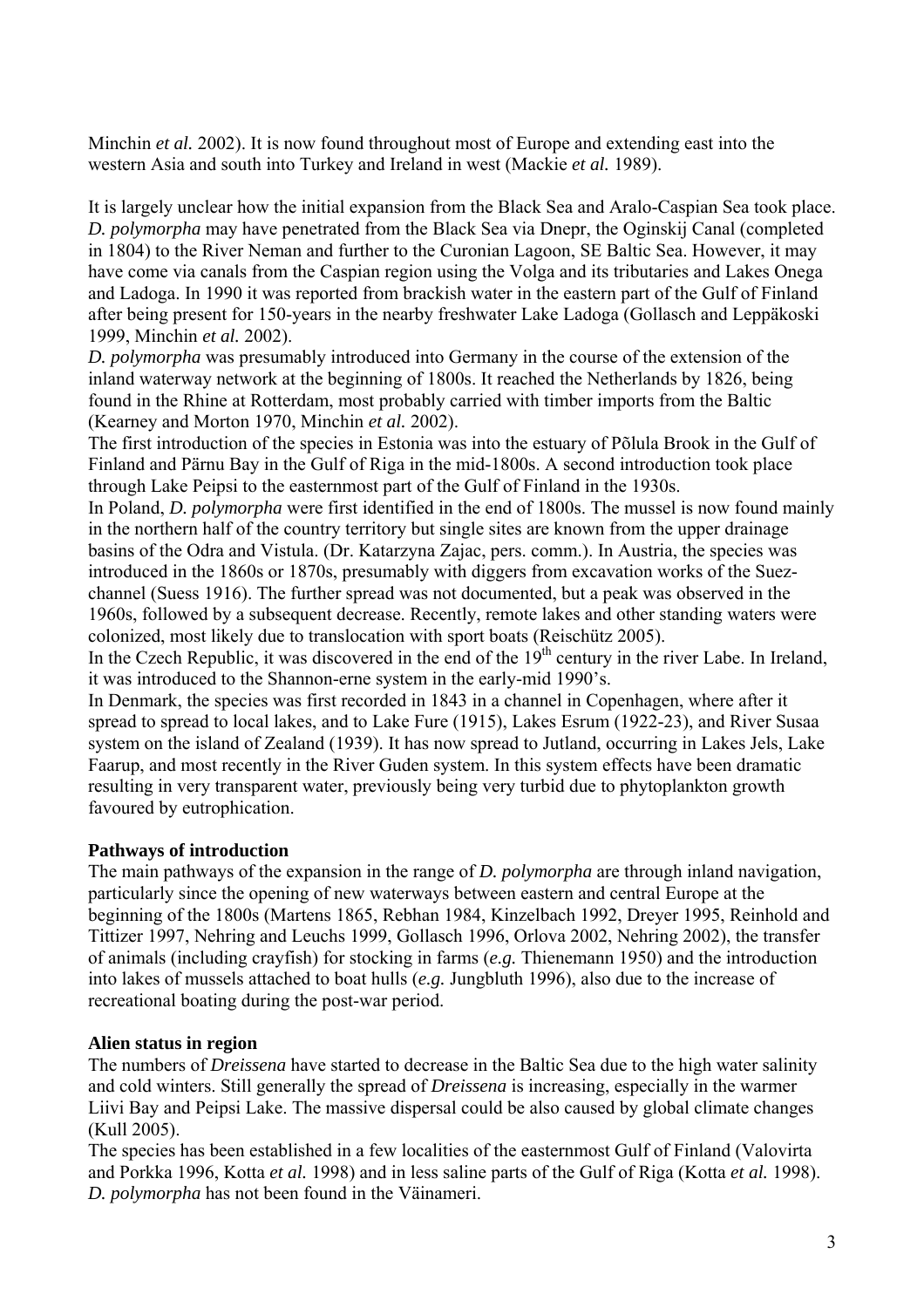Minchin *et al.* 2002). It is now found throughout most of Europe and extending east into the western Asia and south into Turkey and Ireland in west (Mackie *et al.* 1989).

It is largely unclear how the initial expansion from the Black Sea and Aralo-Caspian Sea took place. *D. polymorpha* may have penetrated from the Black Sea via Dnepr, the Oginskij Canal (completed in 1804) to the River Neman and further to the Curonian Lagoon, SE Baltic Sea. However, it may have come via canals from the Caspian region using the Volga and its tributaries and Lakes Onega and Ladoga. In 1990 it was reported from brackish water in the eastern part of the Gulf of Finland after being present for 150-years in the nearby freshwater Lake Ladoga (Gollasch and Leppäkoski 1999, Minchin *et al.* 2002).

*D. polymorpha* was presumably introduced into Germany in the course of the extension of the inland waterway network at the beginning of 1800s. It reached the Netherlands by 1826, being found in the Rhine at Rotterdam, most probably carried with timber imports from the Baltic (Kearney and Morton 1970, Minchin *et al.* 2002).

The first introduction of the species in Estonia was into the estuary of Põlula Brook in the Gulf of Finland and Pärnu Bay in the Gulf of Riga in the mid-1800s. A second introduction took place through Lake Peipsi to the easternmost part of the Gulf of Finland in the 1930s.

In Poland, *D. polymorpha* were first identified in the end of 1800s. The mussel is now found mainly in the northern half of the country territory but single sites are known from the upper drainage basins of the Odra and Vistula. (Dr. Katarzyna Zajac, pers. comm.). In Austria, the species was introduced in the 1860s or 1870s, presumably with diggers from excavation works of the Suez-channel (Suess 1916). The further spread was not documented, but a peak was observed in the 1960s, followed by a subsequent decrease. Recently, remote lakes and other standing waters were colonized, most likely due to translocation with sport boats (Reischütz 2005).

In the Czech Republic, it was discovered in the end of the 19th century in the river Labe. In Ireland, it was introduced to the Shannon-erne system in the early-mid 1990's.

In Denmark, the species was first recorded in 1843 in a channel in Copenhagen, where after it spread to spread to local lakes, and to Lake Fure (1915), Lakes Esrum (1922-23), and River Susaa system on the island of Zealand (1939). It has now spread to Jutland, occurring in Lakes Jels, Lake Faarup, and most recently in the River Guden system. In this system effects have been dramatic resulting in very transparent water, previously being very turbid due to phytoplankton growth favoured by eutrophication.

**Pathways of introduction**

The main pathways of the expansion in the range of *D. polymorpha* are through inland navigation, particularly since the opening of new waterways between eastern and central Europe at the beginning of the 1800s (Martens 1865, Rebhan 1984, Kinzelbach 1992, Dreyer 1995, Reinhold and Tittizer 1997, Nehring and Leuchs 1999, Gollasch 1996, Orlova 2002, Nehring 2002), the transfer of animals (including crayfish) for stocking in farms (*e.g.* Thienemann 1950) and the introduction into lakes of mussels attached to boat hulls (*e.g.* Jungbluth 1996), also due to the increase of recreational boating during the post-war period.

**Alien status in region**

The numbers of *Dreissena* have started to decrease in the Baltic Sea due to the high water salinity and cold winters. Still generally the spread of *Dreissena* is increasing, especially in the warmer Liivi Bay and Peipsi Lake. The massive dispersal could be also caused by global climate changes (Kull 2005).

The species has been established in a few localities of the easternmost Gulf of Finland (Valovirta and Porkka 1996, Kotta *et al.* 1998) and in less saline parts of the Gulf of Riga (Kotta *et al.* 1998). *D. polymorpha* has not been found in the Väinameri.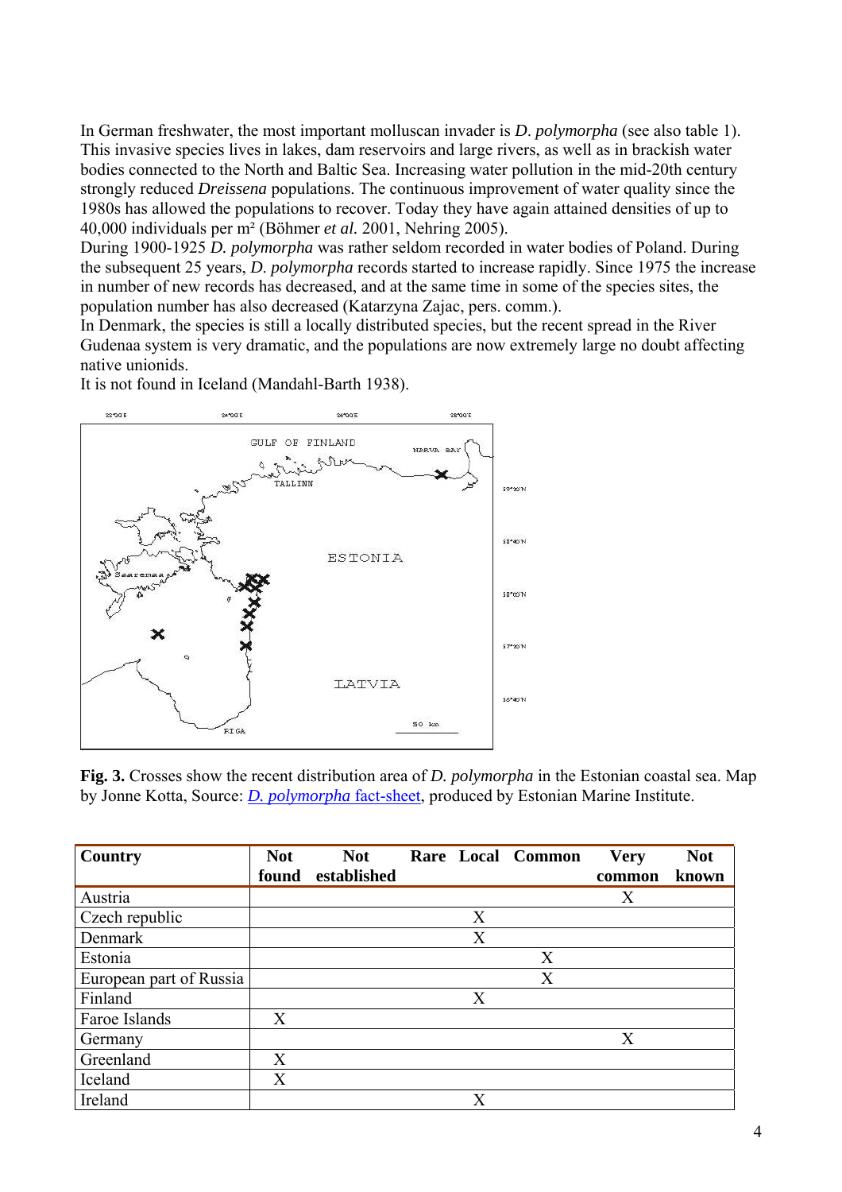In German freshwater, the most important molluscan invader is *D. polymorpha* (see also table 1). This invasive species lives in lakes, dam reservoirs and large rivers, as well as in brackish water bodies connected to the North and Baltic Sea. Increasing water pollution in the mid-20th century strongly reduced *Dreissena* populations. The continuous improvement of water quality since the 1980s has allowed the populations to recover. Today they have again attained densities of up to 40,000 individuals per m² (Böhmer *et al.* 2001, Nehring 2005).

During 1900-1925 *D. polymorpha* was rather seldom recorded in water bodies of Poland. During the subsequent 25 years, *D. polymorpha* records started to increase rapidly. Since 1975 the increase in number of new records has decreased, and at the same time in some of the species sites, the population number has also decreased (Katarzyna Zajac, pers. comm.).

In Denmark, the species is still a locally distributed species, but the recent spread in the River Gudenaa system is very dramatic, and the populations are now extremely large no doubt affecting native unionids.

It is not found in Iceland (Mandahl-Barth 1938).

**Fig. 3.** Crosses show the recent distribution area of *D. polymorpha* in the Estonian coastal sea. Map by Jonne Kotta, Source: *D. polymorpha* fact-sheet, produced by Estonian Marine Institute.

| Country | Not found | Not established | Rare | Local | Common | Very common | Not known |
|---|---|---|---|---|---|---|---|
| Austria | | | | | | X | |
| Czech republic | | | | X | | | |
| Denmark | | | | X | | | |
| Estonia | | | | | X | | |
| European part of Russia | | | | | X | | |
| Finland | | | | X | | | |
| Faroe Islands | X | | | | | | |
| Germany | | | | | | X | |
| Greenland | X | | | | | | |
| Iceland | X | | | | | | |
| Ireland | | | | X | | | |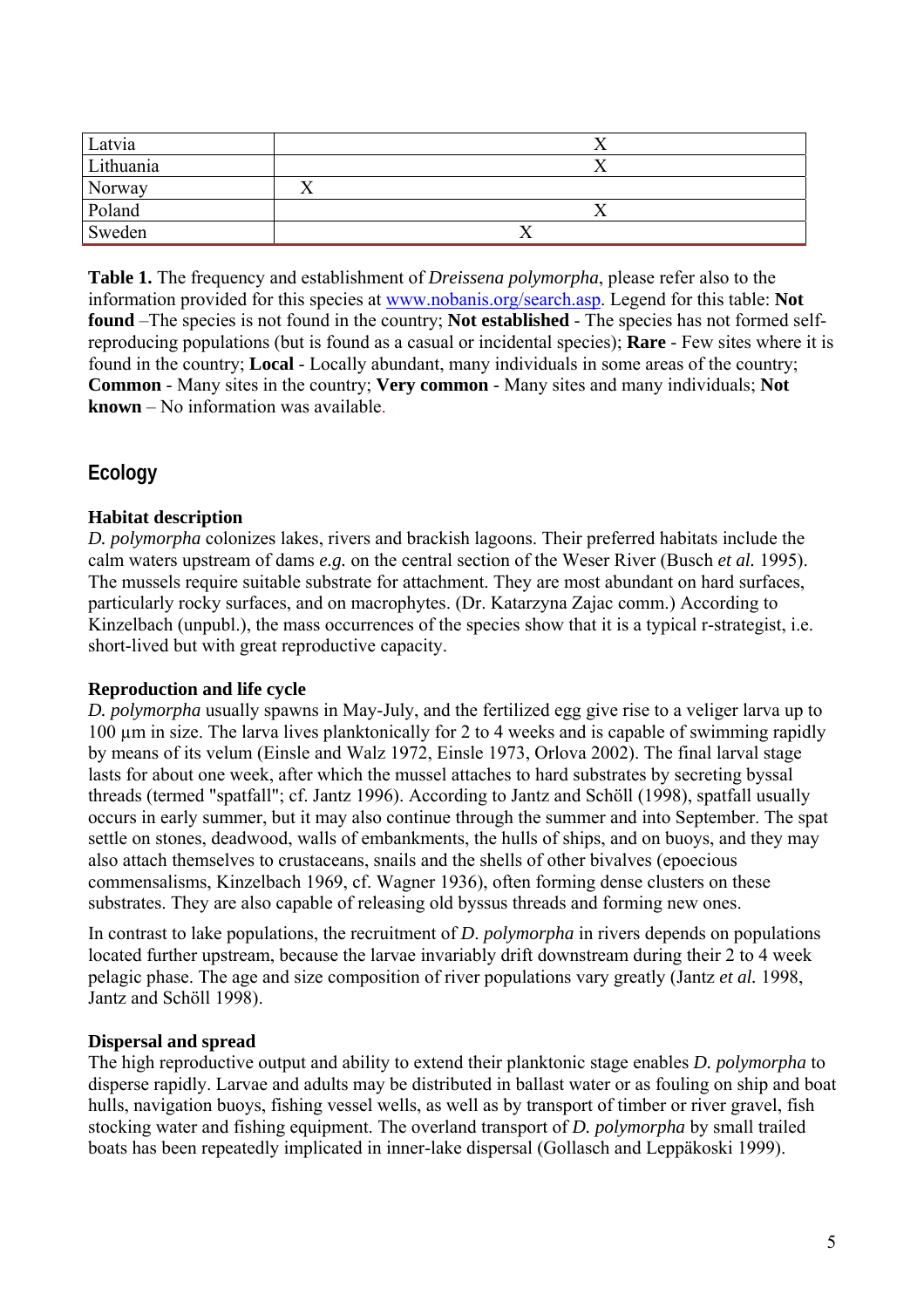| | | | | | | | |
|---|---|---|---|---|---|---|---|
| Latvia | | | | | X | | |
| Lithuania | | | | | X | | |
| Norway | X | | | | | | |
| Poland | | | | | X | | |
| Sweden | | | | X | | | |

**Table 1.** The frequency and establishment of *Dreissena polymorpha*, please refer also to the information provided for this species at www.nobanis.org/search.asp. Legend for this table: **Not found** –The species is not found in the country; **Not established** - The species has not formed self-reproducing populations (but is found as a casual or incidental species); **Rare** - Few sites where it is found in the country; **Local** - Locally abundant, many individuals in some areas of the country; **Common** - Many sites in the country; **Very common** - Many sites and many individuals; **Not known** – No information was available.

## Ecology

### Habitat description

*D. polymorpha* colonizes lakes, rivers and brackish lagoons. Their preferred habitats include the calm waters upstream of dams *e.g.* on the central section of the Weser River (Busch *et al.* 1995). The mussels require suitable substrate for attachment. They are most abundant on hard surfaces, particularly rocky surfaces, and on macrophytes. (Dr. Katarzyna Zajac comm.) According to Kinzelbach (unpubl.), the mass occurrences of the species show that it is a typical r-strategist, i.e. short-lived but with great reproductive capacity.

### Reproduction and life cycle

*D. polymorpha* usually spawns in May-July, and the fertilized egg give rise to a veliger larva up to 100 µm in size. The larva lives planktonically for 2 to 4 weeks and is capable of swimming rapidly by means of its velum (Einsle and Walz 1972, Einsle 1973, Orlova 2002). The final larval stage lasts for about one week, after which the mussel attaches to hard substrates by secreting byssal threads (termed "spatfall"; cf. Jantz 1996). According to Jantz and Schöll (1998), spatfall usually occurs in early summer, but it may also continue through the summer and into September. The spat settle on stones, deadwood, walls of embankments, the hulls of ships, and on buoys, and they may also attach themselves to crustaceans, snails and the shells of other bivalves (epoecious commensalisms, Kinzelbach 1969, cf. Wagner 1936), often forming dense clusters on these substrates. They are also capable of releasing old byssus threads and forming new ones.

In contrast to lake populations, the recruitment of *D. polymorpha* in rivers depends on populations located further upstream, because the larvae invariably drift downstream during their 2 to 4 week pelagic phase. The age and size composition of river populations vary greatly (Jantz *et al.* 1998, Jantz and Schöll 1998).

### Dispersal and spread

The high reproductive output and ability to extend their planktonic stage enables *D. polymorpha* to disperse rapidly. Larvae and adults may be distributed in ballast water or as fouling on ship and boat hulls, navigation buoys, fishing vessel wells, as well as by transport of timber or river gravel, fish stocking water and fishing equipment. The overland transport of *D. polymorpha* by small trailed boats has been repeatedly implicated in inner-lake dispersal (Gollasch and Leppäkoski 1999).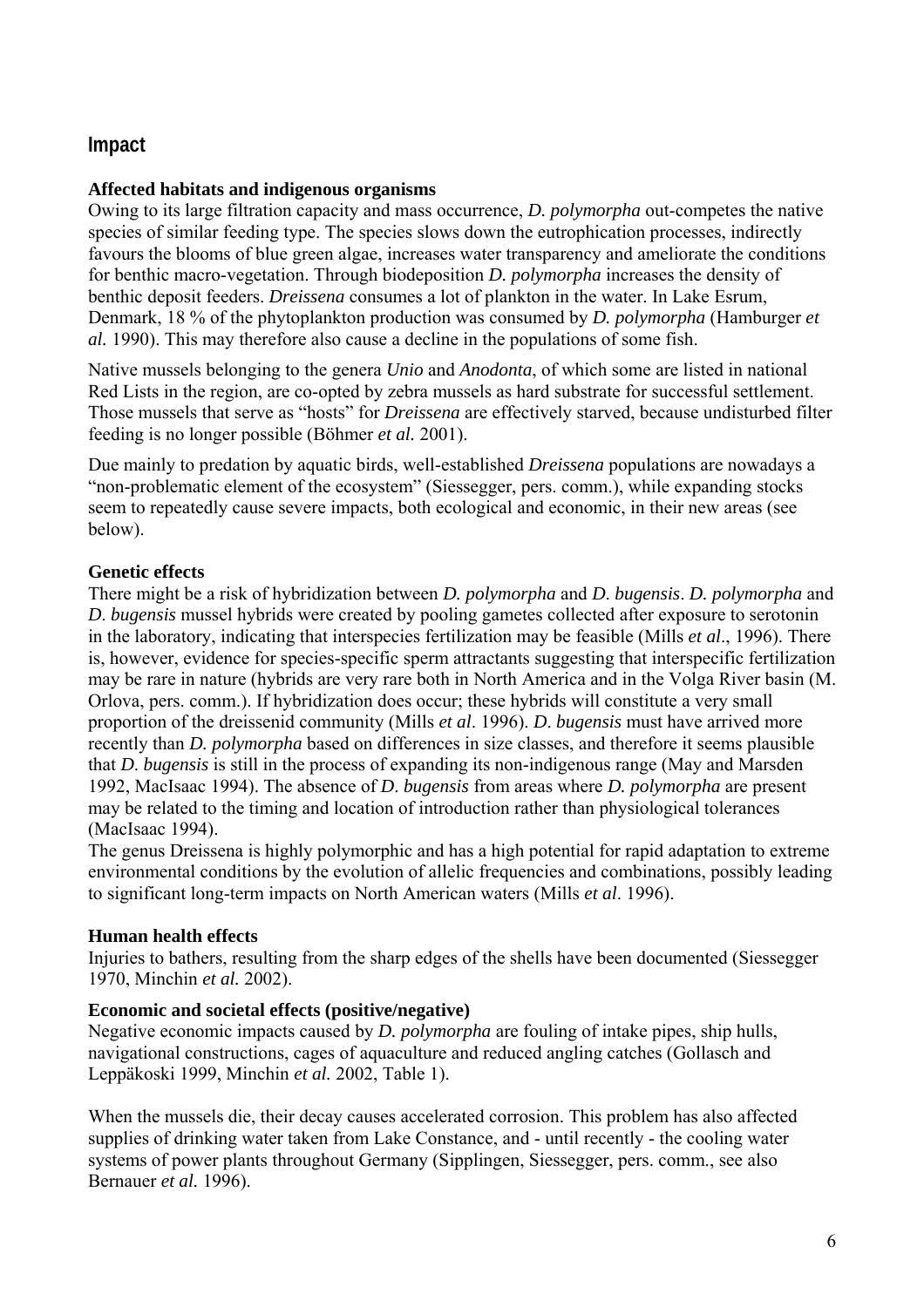## Impact

### Affected habitats and indigenous organisms

Owing to its large filtration capacity and mass occurrence, *D. polymorpha* out-competes the native species of similar feeding type. The species slows down the eutrophication processes, indirectly favours the blooms of blue green algae, increases water transparency and ameliorate the conditions for benthic macro-vegetation. Through biodeposition *D. polymorpha* increases the density of benthic deposit feeders. *Dreissena* consumes a lot of plankton in the water. In Lake Esrum, Denmark, 18 % of the phytoplankton production was consumed by *D. polymorpha* (Hamburger *et al.* 1990). This may therefore also cause a decline in the populations of some fish.

Native mussels belonging to the genera *Unio* and *Anodonta*, of which some are listed in national Red Lists in the region, are co-opted by zebra mussels as hard substrate for successful settlement. Those mussels that serve as "hosts" for *Dreissena* are effectively starved, because undisturbed filter feeding is no longer possible (Böhmer *et al.* 2001).

Due mainly to predation by aquatic birds, well-established *Dreissena* populations are nowadays a "non-problematic element of the ecosystem" (Siessegger, pers. comm.), while expanding stocks seem to repeatedly cause severe impacts, both ecological and economic, in their new areas (see below).

### Genetic effects

There might be a risk of hybridization between *D. polymorpha* and *D. bugensis*. *D. polymorpha* and *D. bugensis* mussel hybrids were created by pooling gametes collected after exposure to serotonin in the laboratory, indicating that interspecies fertilization may be feasible (Mills *et al*., 1996). There is, however, evidence for species-specific sperm attractants suggesting that interspecific fertilization may be rare in nature (hybrids are very rare both in North America and in the Volga River basin (M. Orlova, pers. comm.). If hybridization does occur; these hybrids will constitute a very small proportion of the dreissenid community (Mills *et al*. 1996). *D. bugensis* must have arrived more recently than *D. polymorpha* based on differences in size classes, and therefore it seems plausible that *D. bugensis* is still in the process of expanding its non-indigenous range (May and Marsden 1992, MacIsaac 1994). The absence of *D. bugensis* from areas where *D. polymorpha* are present may be related to the timing and location of introduction rather than physiological tolerances (MacIsaac 1994).

The genus Dreissena is highly polymorphic and has a high potential for rapid adaptation to extreme environmental conditions by the evolution of allelic frequencies and combinations, possibly leading to significant long-term impacts on North American waters (Mills *et al*. 1996).

### Human health effects

Injuries to bathers, resulting from the sharp edges of the shells have been documented (Siessegger 1970, Minchin *et al.* 2002).

### Economic and societal effects (positive/negative)

Negative economic impacts caused by *D. polymorpha* are fouling of intake pipes, ship hulls, navigational constructions, cages of aquaculture and reduced angling catches (Gollasch and Leppäkoski 1999, Minchin *et al.* 2002, Table 1).

When the mussels die, their decay causes accelerated corrosion. This problem has also affected supplies of drinking water taken from Lake Constance, and - until recently - the cooling water systems of power plants throughout Germany (Sipplingen, Siessegger, pers. comm., see also Bernauer *et al.* 1996).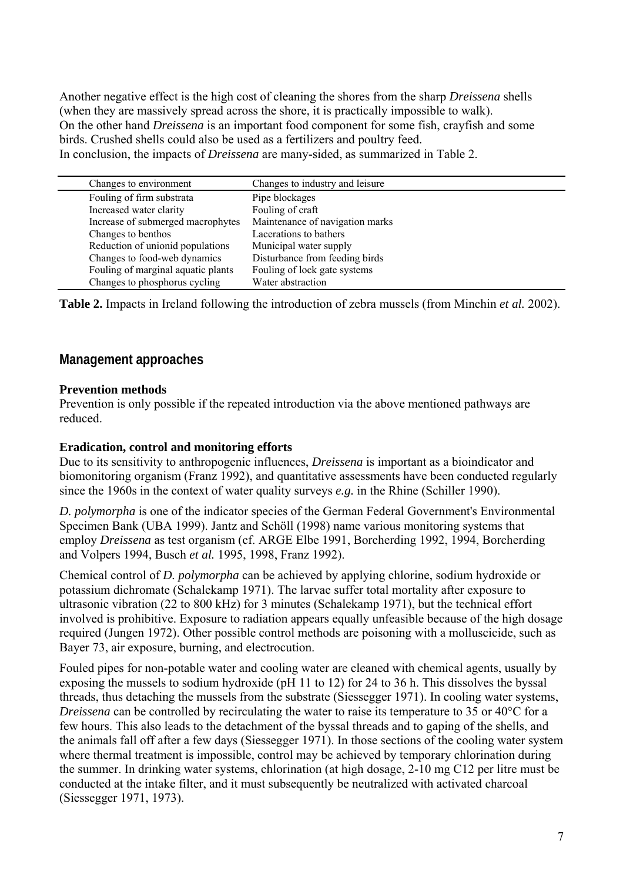Another negative effect is the high cost of cleaning the shores from the sharp *Dreissena* shells (when they are massively spread across the shore, it is practically impossible to walk).
On the other hand *Dreissena* is an important food component for some fish, crayfish and some birds. Crushed shells could also be used as a fertilizers and poultry feed.
In conclusion, the impacts of *Dreissena* are many-sided, as summarized in Table 2.

| Changes to environment | Changes to industry and leisure |
| --- | --- |
| Fouling of firm substrata | Pipe blockages |
| Increased water clarity | Fouling of craft |
| Increase of submerged macrophytes | Maintenance of navigation marks |
| Changes to benthos | Lacerations to bathers |
| Reduction of unionid populations | Municipal water supply |
| Changes to food-web dynamics | Disturbance from feeding birds |
| Fouling of marginal aquatic plants | Fouling of lock gate systems |
| Changes to phosphorus cycling | Water abstraction |

**Table 2.** Impacts in Ireland following the introduction of zebra mussels (from Minchin *et al.* 2002).

## Management approaches

**Prevention methods**
Prevention is only possible if the repeated introduction via the above mentioned pathways are reduced.

**Eradication, control and monitoring efforts**
Due to its sensitivity to anthropogenic influences, *Dreissena* is important as a bioindicator and biomonitoring organism (Franz 1992), and quantitative assessments have been conducted regularly since the 1960s in the context of water quality surveys *e.g.* in the Rhine (Schiller 1990).

*D. polymorpha* is one of the indicator species of the German Federal Government's Environmental Specimen Bank (UBA 1999). Jantz and Schöll (1998) name various monitoring systems that employ *Dreissena* as test organism (cf. ARGE Elbe 1991, Borcherding 1992, 1994, Borcherding and Volpers 1994, Busch *et al.* 1995, 1998, Franz 1992).

Chemical control of *D. polymorpha* can be achieved by applying chlorine, sodium hydroxide or potassium dichromate (Schalekamp 1971). The larvae suffer total mortality after exposure to ultrasonic vibration (22 to 800 kHz) for 3 minutes (Schalekamp 1971), but the technical effort involved is prohibitive. Exposure to radiation appears equally unfeasible because of the high dosage required (Jungen 1972). Other possible control methods are poisoning with a molluscicide, such as Bayer 73, air exposure, burning, and electrocution.

Fouled pipes for non-potable water and cooling water are cleaned with chemical agents, usually by exposing the mussels to sodium hydroxide (pH 11 to 12) for 24 to 36 h. This dissolves the byssal threads, thus detaching the mussels from the substrate (Siessegger 1971). In cooling water systems, *Dreissena* can be controlled by recirculating the water to raise its temperature to 35 or 40°C for a few hours. This also leads to the detachment of the byssal threads and to gaping of the shells, and the animals fall off after a few days (Siessegger 1971). In those sections of the cooling water system where thermal treatment is impossible, control may be achieved by temporary chlorination during the summer. In drinking water systems, chlorination (at high dosage, 2-10 mg C12 per litre must be conducted at the intake filter, and it must subsequently be neutralized with activated charcoal (Siessegger 1971, 1973).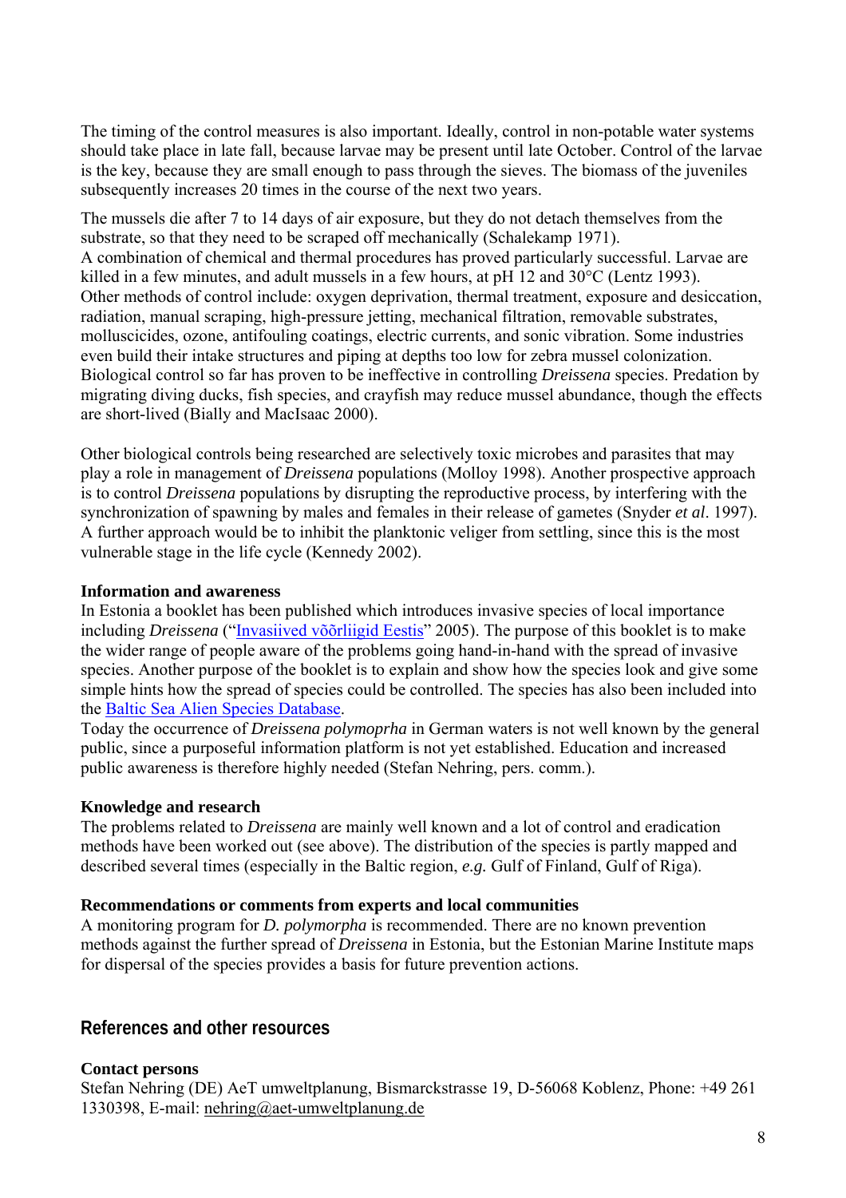The timing of the control measures is also important. Ideally, control in non-potable water systems should take place in late fall, because larvae may be present until late October. Control of the larvae is the key, because they are small enough to pass through the sieves. The biomass of the juveniles subsequently increases 20 times in the course of the next two years.

The mussels die after 7 to 14 days of air exposure, but they do not detach themselves from the substrate, so that they need to be scraped off mechanically (Schalekamp 1971).
A combination of chemical and thermal procedures has proved particularly successful. Larvae are killed in a few minutes, and adult mussels in a few hours, at pH 12 and 30°C (Lentz 1993).
Other methods of control include: oxygen deprivation, thermal treatment, exposure and desiccation, radiation, manual scraping, high-pressure jetting, mechanical filtration, removable substrates, molluscicides, ozone, antifouling coatings, electric currents, and sonic vibration. Some industries even build their intake structures and piping at depths too low for zebra mussel colonization.
Biological control so far has proven to be ineffective in controlling *Dreissena* species. Predation by migrating diving ducks, fish species, and crayfish may reduce mussel abundance, though the effects are short-lived (Bially and MacIsaac 2000).

Other biological controls being researched are selectively toxic microbes and parasites that may play a role in management of *Dreissena* populations (Molloy 1998). Another prospective approach is to control *Dreissena* populations by disrupting the reproductive process, by interfering with the synchronization of spawning by males and females in their release of gametes (Snyder *et al*. 1997). A further approach would be to inhibit the planktonic veliger from settling, since this is the most vulnerable stage in the life cycle (Kennedy 2002).

**Information and awareness**
In Estonia a booklet has been published which introduces invasive species of local importance including *Dreissena* ("Invasiived võõrliigid Eestis" 2005). The purpose of this booklet is to make the wider range of people aware of the problems going hand-in-hand with the spread of invasive species. Another purpose of the booklet is to explain and show how the species look and give some simple hints how the spread of species could be controlled. The species has also been included into the Baltic Sea Alien Species Database.
Today the occurrence of *Dreissena polymoprha* in German waters is not well known by the general public, since a purposeful information platform is not yet established. Education and increased public awareness is therefore highly needed (Stefan Nehring, pers. comm.).

**Knowledge and research**
The problems related to *Dreissena* are mainly well known and a lot of control and eradication methods have been worked out (see above). The distribution of the species is partly mapped and described several times (especially in the Baltic region, *e.g.* Gulf of Finland, Gulf of Riga).

**Recommendations or comments from experts and local communities**
A monitoring program for *D. polymorpha* is recommended. There are no known prevention methods against the further spread of *Dreissena* in Estonia, but the Estonian Marine Institute maps for dispersal of the species provides a basis for future prevention actions.

## References and other resources

**Contact persons**
Stefan Nehring (DE) AeT umweltplanung, Bismarckstrasse 19, D-56068 Koblenz, Phone: +49 261 1330398, E-mail: nehring@aet-umweltplanung.de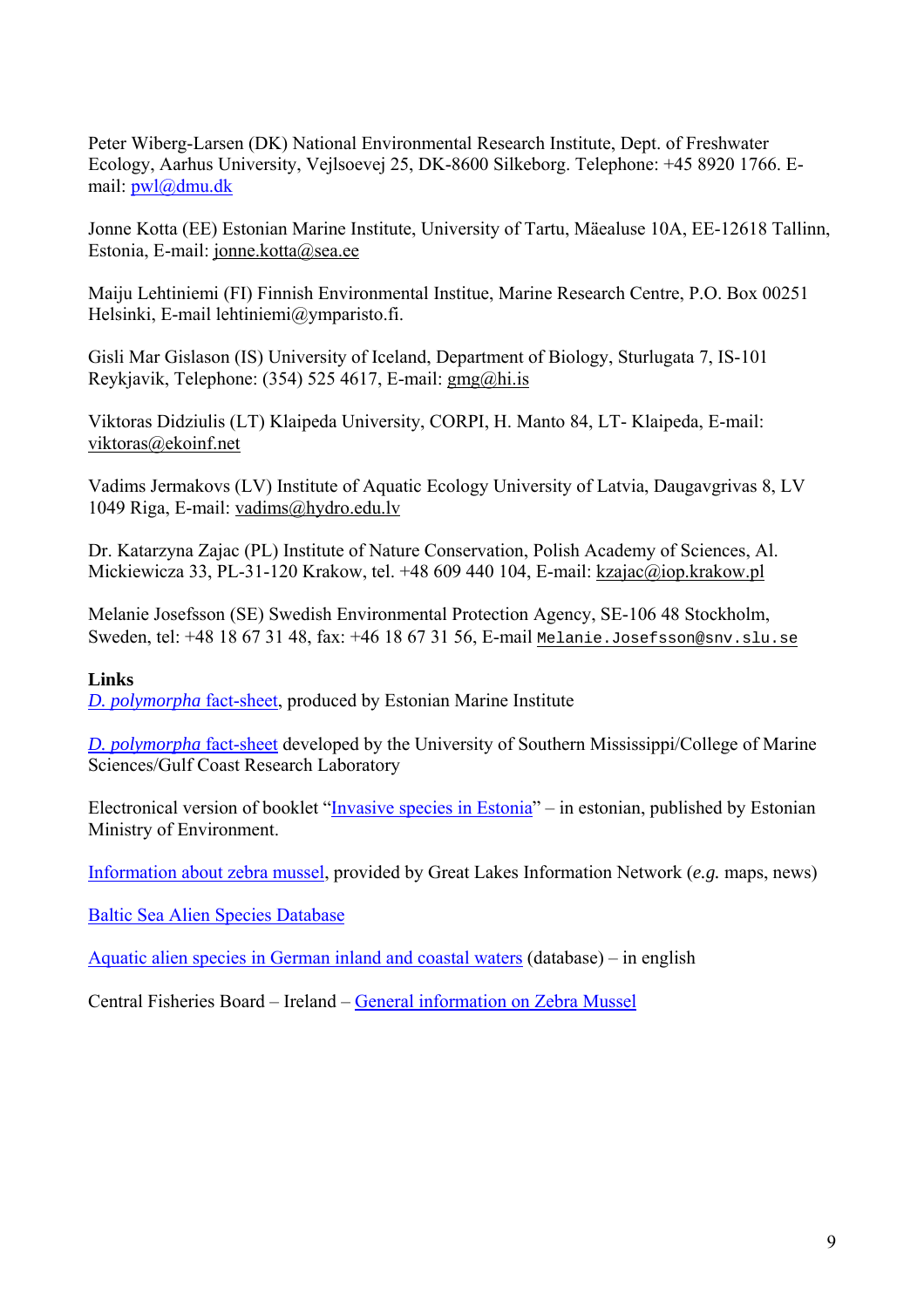Peter Wiberg-Larsen (DK) National Environmental Research Institute, Dept. of Freshwater Ecology, Aarhus University, Vejlsoevej 25, DK-8600 Silkeborg. Telephone: +45 8920 1766. E-mail: pwl@dmu.dk

Jonne Kotta (EE) Estonian Marine Institute, University of Tartu, Mäealuse 10A, EE-12618 Tallinn, Estonia, E-mail: jonne.kotta@sea.ee

Maiju Lehtiniemi (FI) Finnish Environmental Institue, Marine Research Centre, P.O. Box 00251 Helsinki, E-mail lehtiniemi@ymparisto.fi.

Gisli Mar Gislason (IS) University of Iceland, Department of Biology, Sturlugata 7, IS-101 Reykjavik, Telephone: (354) 525 4617, E-mail: gmg@hi.is

Viktoras Didziulis (LT) Klaipeda University, CORPI, H. Manto 84, LT- Klaipeda, E-mail: viktoras@ekoinf.net

Vadims Jermakovs (LV) Institute of Aquatic Ecology University of Latvia, Daugavgrivas 8, LV 1049 Riga, E-mail: vadims@hydro.edu.lv

Dr. Katarzyna Zajac (PL) Institute of Nature Conservation, Polish Academy of Sciences, Al. Mickiewicza 33, PL-31-120 Krakow, tel. +48 609 440 104, E-mail: kzajac@iop.krakow.pl

Melanie Josefsson (SE) Swedish Environmental Protection Agency, SE-106 48 Stockholm, Sweden, tel: +48 18 67 31 48, fax: +46 18 67 31 56, E-mail Melanie.Josefsson@snv.slu.se

**Links**

*D. polymorpha* fact-sheet, produced by Estonian Marine Institute

*D. polymorpha* fact-sheet developed by the University of Southern Mississippi/College of Marine Sciences/Gulf Coast Research Laboratory

Electronical version of booklet "Invasive species in Estonia" – in estonian, published by Estonian Ministry of Environment.

Information about zebra mussel, provided by Great Lakes Information Network (*e.g.* maps, news)

Baltic Sea Alien Species Database

Aquatic alien species in German inland and coastal waters (database) – in english

Central Fisheries Board – Ireland – General information on Zebra Mussel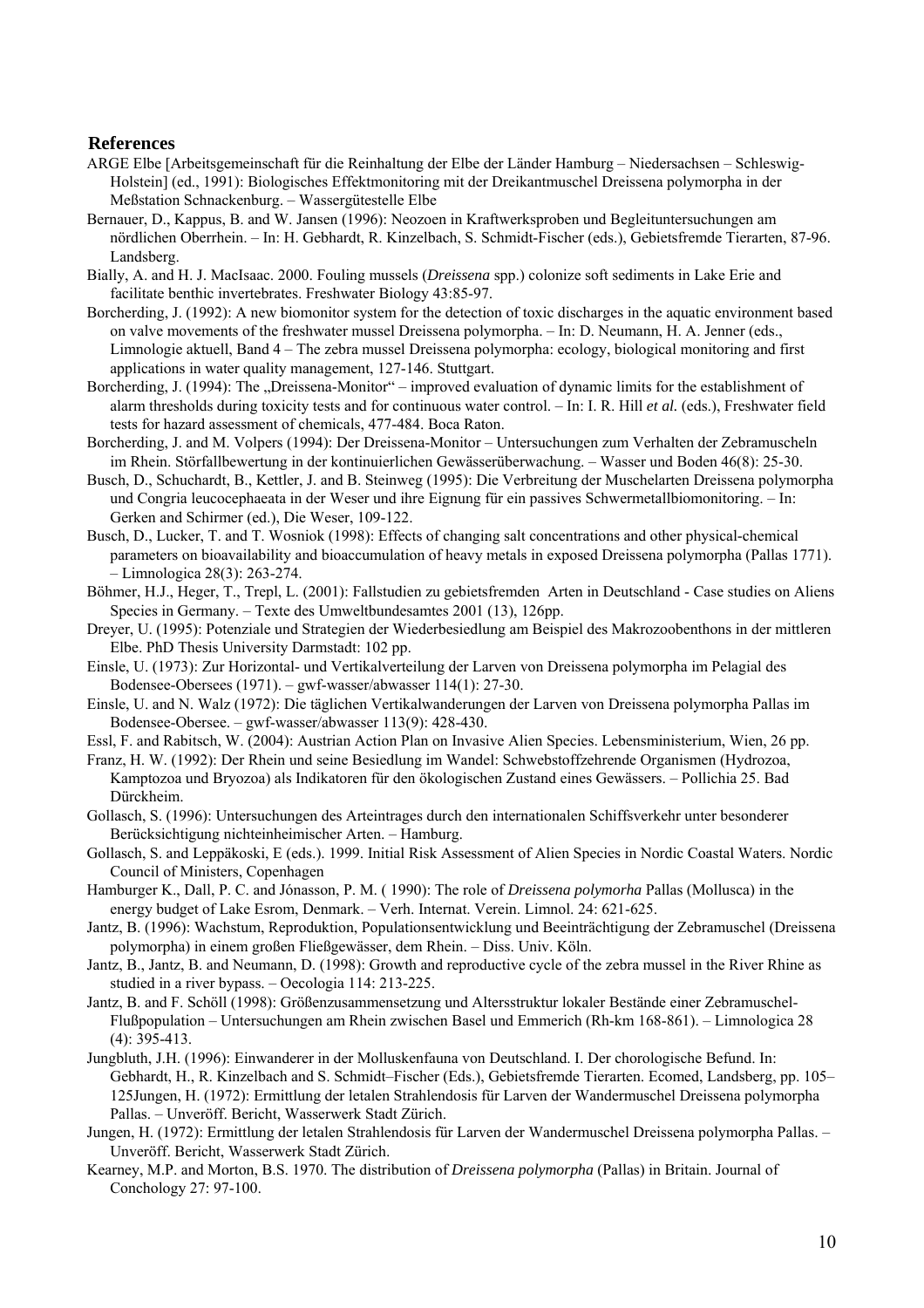## References

ARGE Elbe [Arbeitsgemeinschaft für die Reinhaltung der Elbe der Länder Hamburg – Niedersachsen – Schleswig-Holstein] (ed., 1991): Biologisches Effektmonitoring mit der Dreikantmuschel Dreissena polymorpha in der Meßstation Schnackenburg. – Wassergütestelle Elbe

Bernauer, D., Kappus, B. and W. Jansen (1996): Neozoen in Kraftwerksproben und Begleituntersuchungen am nördlichen Oberrhein. – In: H. Gebhardt, R. Kinzelbach, S. Schmidt-Fischer (eds.), Gebietsfremde Tierarten, 87-96. Landsberg.

Bially, A. and H. J. MacIsaac. 2000. Fouling mussels (*Dreissena* spp.) colonize soft sediments in Lake Erie and facilitate benthic invertebrates. Freshwater Biology 43:85-97.

Borcherding, J. (1992): A new biomonitor system for the detection of toxic discharges in the aquatic environment based on valve movements of the freshwater mussel Dreissena polymorpha. – In: D. Neumann, H. A. Jenner (eds., Limnologie aktuell, Band 4 – The zebra mussel Dreissena polymorpha: ecology, biological monitoring and first applications in water quality management, 127-146. Stuttgart.

Borcherding, J. (1994): The „Dreissena-Monitor" – improved evaluation of dynamic limits for the establishment of alarm thresholds during toxicity tests and for continuous water control. – In: I. R. Hill *et al.* (eds.), Freshwater field tests for hazard assessment of chemicals, 477-484. Boca Raton.

Borcherding, J. and M. Volpers (1994): Der Dreissena-Monitor – Untersuchungen zum Verhalten der Zebramuscheln im Rhein. Störfallbewertung in der kontinuierlichen Gewässerüberwachung. – Wasser und Boden 46(8): 25-30.

Busch, D., Schuchardt, B., Kettler, J. and B. Steinweg (1995): Die Verbreitung der Muschelarten Dreissena polymorpha und Congria leucocephaeata in der Weser und ihre Eignung für ein passives Schwermetallbiomonitoring. – In: Gerken and Schirmer (ed.), Die Weser, 109-122.

Busch, D., Lucker, T. and T. Wosniok (1998): Effects of changing salt concentrations and other physical-chemical parameters on bioavailability and bioaccumulation of heavy metals in exposed Dreissena polymorpha (Pallas 1771). – Limnologica 28(3): 263-274.

Böhmer, H.J., Heger, T., Trepl, L. (2001): Fallstudien zu gebietsfremden Arten in Deutschland - Case studies on Aliens Species in Germany. – Texte des Umweltbundesamtes 2001 (13), 126pp.

Dreyer, U. (1995): Potenziale und Strategien der Wiederbesiedlung am Beispiel des Makrozoobenthons in der mittleren Elbe. PhD Thesis University Darmstadt: 102 pp.

Einsle, U. (1973): Zur Horizontal- und Vertikalverteilung der Larven von Dreissena polymorpha im Pelagial des Bodensee-Obersees (1971). – gwf-wasser/abwasser 114(1): 27-30.

Einsle, U. and N. Walz (1972): Die täglichen Vertikalwanderungen der Larven von Dreissena polymorpha Pallas im Bodensee-Obersee. – gwf-wasser/abwasser 113(9): 428-430.

Essl, F. and Rabitsch, W. (2004): Austrian Action Plan on Invasive Alien Species. Lebensministerium, Wien, 26 pp.

Franz, H. W. (1992): Der Rhein und seine Besiedlung im Wandel: Schwebstoffzehrende Organismen (Hydrozoa, Kamptozoa und Bryozoa) als Indikatoren für den ökologischen Zustand eines Gewässers. – Pollichia 25. Bad Dürckheim.

Gollasch, S. (1996): Untersuchungen des Arteintrages durch den internationalen Schiffsverkehr unter besonderer Berücksichtigung nichteinheimischer Arten. – Hamburg.

Gollasch, S. and Leppäkoski, E (eds.). 1999. Initial Risk Assessment of Alien Species in Nordic Coastal Waters. Nordic Council of Ministers, Copenhagen

Hamburger K., Dall, P. C. and Jónasson, P. M. ( 1990): The role of *Dreissena polymorha* Pallas (Mollusca) in the energy budget of Lake Esrom, Denmark. – Verh. Internat. Verein. Limnol. 24: 621-625.

Jantz, B. (1996): Wachstum, Reproduktion, Populationsentwicklung und Beeinträchtigung der Zebramuschel (Dreissena polymorpha) in einem großen Fließgewässer, dem Rhein. – Diss. Univ. Köln.

Jantz, B., Jantz, B. and Neumann, D. (1998): Growth and reproductive cycle of the zebra mussel in the River Rhine as studied in a river bypass. – Oecologia 114: 213-225.

Jantz, B. and F. Schöll (1998): Größenzusammensetzung und Altersstruktur lokaler Bestände einer Zebramuschel-Flußpopulation – Untersuchungen am Rhein zwischen Basel und Emmerich (Rh-km 168-861). – Limnologica 28 (4): 395-413.

Jungbluth, J.H. (1996): Einwanderer in der Molluskenfauna von Deutschland. I. Der chorologische Befund. In: Gebhardt, H., R. Kinzelbach and S. Schmidt–Fischer (Eds.), Gebietsfremde Tierarten. Ecomed, Landsberg, pp. 105–125Jungen, H. (1972): Ermittlung der letalen Strahlendosis für Larven der Wandermuschel Dreissena polymorpha Pallas. – Unveröff. Bericht, Wasserwerk Stadt Zürich.

Jungen, H. (1972): Ermittlung der letalen Strahlendosis für Larven der Wandermuschel Dreissena polymorpha Pallas. – Unveröff. Bericht, Wasserwerk Stadt Zürich.

Kearney, M.P. and Morton, B.S. 1970. The distribution of *Dreissena polymorpha* (Pallas) in Britain. Journal of Conchology 27: 97-100.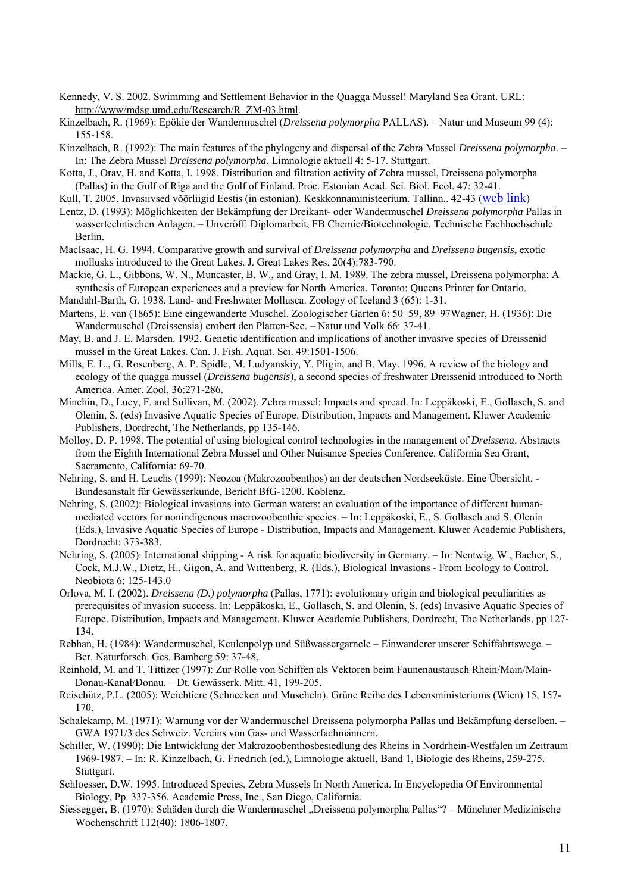Kennedy, V. S. 2002. Swimming and Settlement Behavior in the Quagga Mussel! Maryland Sea Grant. URL: http://www/mdsg.umd.edu/Research/R_ZM-03.html.

Kinzelbach, R. (1969): Epökie der Wandermuschel (*Dreissena polymorpha* PALLAS). – Natur und Museum 99 (4): 155-158.

Kinzelbach, R. (1992): The main features of the phylogeny and dispersal of the Zebra Mussel *Dreissena polymorpha*. – In: The Zebra Mussel *Dreissena polymorpha*. Limnologie aktuell 4: 5-17. Stuttgart.

Kotta, J., Orav, H. and Kotta, I. 1998. Distribution and filtration activity of Zebra mussel, Dreissena polymorpha (Pallas) in the Gulf of Riga and the Gulf of Finland. Proc. Estonian Acad. Sci. Biol. Ecol. 47: 32-41.

Kull, T. 2005. Invasiivsed võõrliigid Eestis (in estonian). Keskkonnaministeerium. Tallinn.. 42-43 (web link)

Lentz, D. (1993): Möglichkeiten der Bekämpfung der Dreikant- oder Wandermuschel *Dreissena polymorpha* Pallas in wassertechnischen Anlagen. – Unveröff. Diplomarbeit, FB Chemie/Biotechnologie, Technische Fachhochschule Berlin.

MacIsaac, H. G. 1994. Comparative growth and survival of *Dreissena polymorpha* and *Dreissena bugensis*, exotic mollusks introduced to the Great Lakes. J. Great Lakes Res. 20(4):783-790.

Mackie, G. L., Gibbons, W. N., Muncaster, B. W., and Gray, I. M. 1989. The zebra mussel, Dreissena polymorpha: A synthesis of European experiences and a preview for North America. Toronto: Queens Printer for Ontario.

Mandahl-Barth, G. 1938. Land- and Freshwater Mollusca. Zoology of Iceland 3 (65): 1-31.

Martens, E. van (1865): Eine eingewanderte Muschel. Zoologischer Garten 6: 50–59, 89–97Wagner, H. (1936): Die Wandermuschel (Dreissensia) erobert den Platten-See. – Natur und Volk 66: 37-41.

May, B. and J. E. Marsden. 1992. Genetic identification and implications of another invasive species of Dreissenid mussel in the Great Lakes. Can. J. Fish. Aquat. Sci. 49:1501-1506.

Mills, E. L., G. Rosenberg, A. P. Spidle, M. Ludyanskiy, Y. Pligin, and B. May. 1996. A review of the biology and ecology of the quagga mussel (*Dreissena bugensis*), a second species of freshwater Dreissenid introduced to North America. Amer. Zool. 36:271-286.

Minchin, D., Lucy, F. and Sullivan, M. (2002). Zebra mussel: Impacts and spread. In: Leppäkoski, E., Gollasch, S. and Olenin, S. (eds) Invasive Aquatic Species of Europe. Distribution, Impacts and Management. Kluwer Academic Publishers, Dordrecht, The Netherlands, pp 135-146.

Molloy, D. P. 1998. The potential of using biological control technologies in the management of *Dreissena*. Abstracts from the Eighth International Zebra Mussel and Other Nuisance Species Conference. California Sea Grant, Sacramento, California: 69-70.

Nehring, S. and H. Leuchs (1999): Neozoa (Makrozoobenthos) an der deutschen Nordseeküste. Eine Übersicht. - Bundesanstalt für Gewässerkunde, Bericht BfG-1200. Koblenz.

Nehring, S. (2002): Biological invasions into German waters: an evaluation of the importance of different human-mediated vectors for nonindigenous macrozoobenthic species. – In: Leppäkoski, E., S. Gollasch and S. Olenin (Eds.), Invasive Aquatic Species of Europe - Distribution, Impacts and Management. Kluwer Academic Publishers, Dordrecht: 373-383.

Nehring, S. (2005): International shipping - A risk for aquatic biodiversity in Germany. – In: Nentwig, W., Bacher, S., Cock, M.J.W., Dietz, H., Gigon, A. and Wittenberg, R. (Eds.), Biological Invasions - From Ecology to Control. Neobiota 6: 125-143.0

Orlova, M. I. (2002). *Dreissena (D.) polymorpha* (Pallas, 1771): evolutionary origin and biological peculiarities as prerequisites of invasion success. In: Leppäkoski, E., Gollasch, S. and Olenin, S. (eds) Invasive Aquatic Species of Europe. Distribution, Impacts and Management. Kluwer Academic Publishers, Dordrecht, The Netherlands, pp 127-134.

Rebhan, H. (1984): Wandermuschel, Keulenpolyp und Süßwassergarnele – Einwanderer unserer Schiffahrtswege. – Ber. Naturforsch. Ges. Bamberg 59: 37-48.

Reinhold, M. and T. Tittizer (1997): Zur Rolle von Schiffen als Vektoren beim Faunenaustausch Rhein/Main/Main-Donau-Kanal/Donau. – Dt. Gewässerk. Mitt. 41, 199-205.

Reischütz, P.L. (2005): Weichtiere (Schnecken und Muscheln). Grüne Reihe des Lebensministeriums (Wien) 15, 157-170.

Schalekamp, M. (1971): Warnung vor der Wandermuschel Dreissena polymorpha Pallas und Bekämpfung derselben. – GWA 1971/3 des Schweiz. Vereins von Gas- und Wasserfachmännern.

Schiller, W. (1990): Die Entwicklung der Makrozoobenthosbesiedlung des Rheins in Nordrhein-Westfalen im Zeitraum 1969-1987. – In: R. Kinzelbach, G. Friedrich (ed.), Limnologie aktuell, Band 1, Biologie des Rheins, 259-275. Stuttgart.

Schloesser, D.W. 1995. Introduced Species, Zebra Mussels In North America. In Encyclopedia Of Environmental Biology, Pp. 337-356. Academic Press, Inc., San Diego, California.

Siessegger, B. (1970): Schäden durch die Wandermuschel „Dreissena polymorpha Pallas"? – Münchner Medizinische Wochenschrift 112(40): 1806-1807.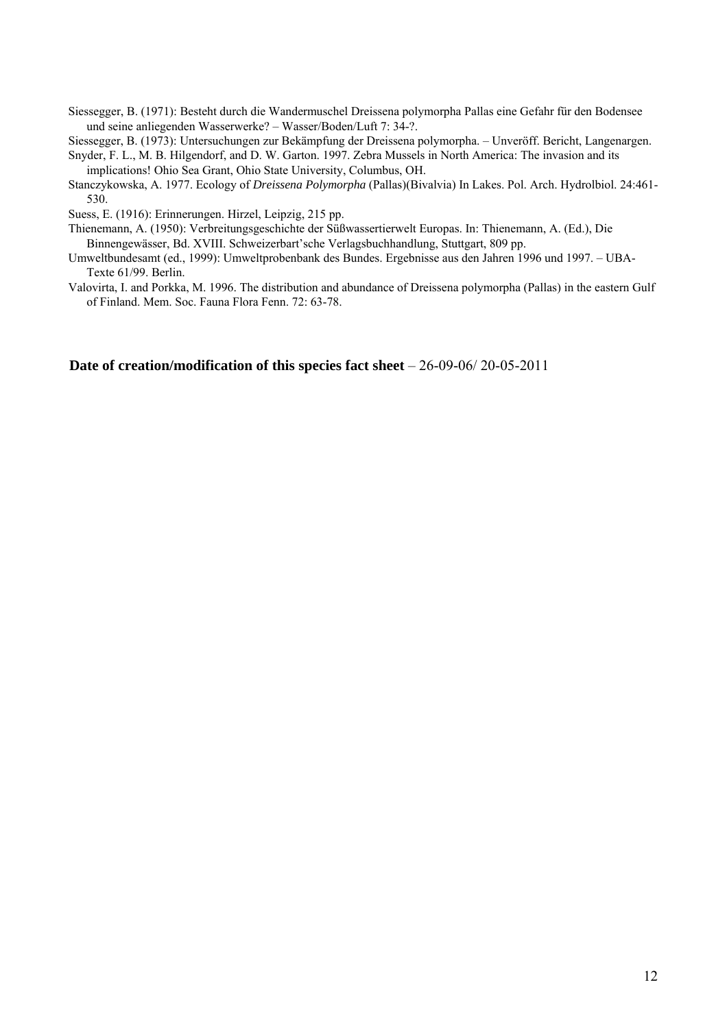Siessegger, B. (1971): Besteht durch die Wandermuschel Dreissena polymorpha Pallas eine Gefahr für den Bodensee und seine anliegenden Wasserwerke? – Wasser/Boden/Luft 7: 34-?.

Siessegger, B. (1973): Untersuchungen zur Bekämpfung der Dreissena polymorpha. – Unveröff. Bericht, Langenargen.

Snyder, F. L., M. B. Hilgendorf, and D. W. Garton. 1997. Zebra Mussels in North America: The invasion and its implications! Ohio Sea Grant, Ohio State University, Columbus, OH.

Stanczykowska, A. 1977. Ecology of *Dreissena Polymorpha* (Pallas)(Bivalvia) In Lakes. Pol. Arch. Hydrolbiol. 24:461-530.

Suess, E. (1916): Erinnerungen. Hirzel, Leipzig, 215 pp.

Thienemann, A. (1950): Verbreitungsgeschichte der Süßwassertierwelt Europas. In: Thienemann, A. (Ed.), Die Binnengewässer, Bd. XVIII. Schweizerbart'sche Verlagsbuchhandlung, Stuttgart, 809 pp.

Umweltbundesamt (ed., 1999): Umweltprobenbank des Bundes. Ergebnisse aus den Jahren 1996 und 1997. – UBA-Texte 61/99. Berlin.

Valovirta, I. and Porkka, M. 1996. The distribution and abundance of Dreissena polymorpha (Pallas) in the eastern Gulf of Finland. Mem. Soc. Fauna Flora Fenn. 72: 63-78.

**Date of creation/modification of this species fact sheet** – 26-09-06/ 20-05-2011